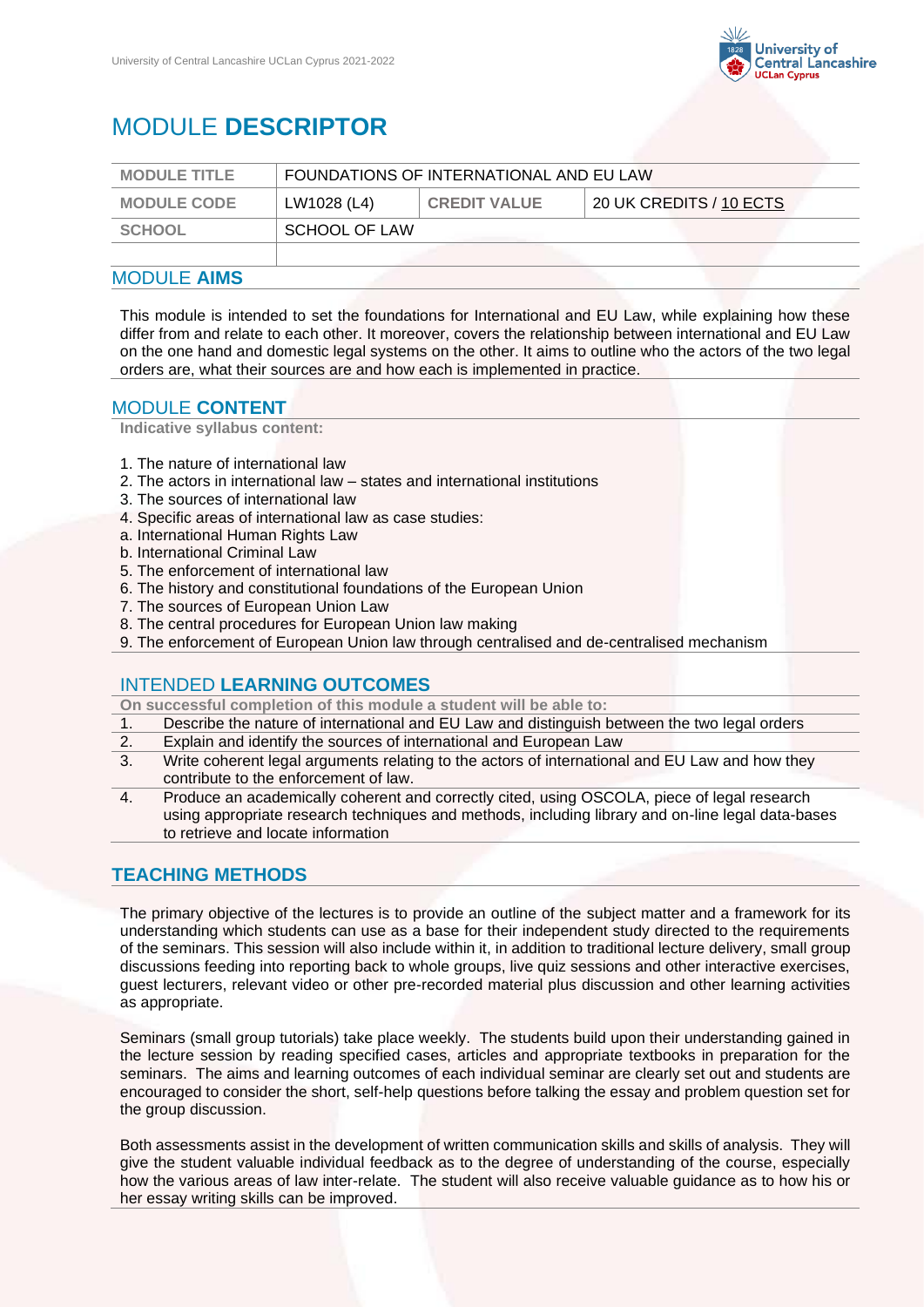# MODULE **DESCRIPTOR**

| MODULE TITLE | FOUNDATIONS OF INTERNATIONAL AND EU LAW | | |
|---|---|---|---|
| MODULE CODE | LW1028 (L4) | CREDIT VALUE | 20 UK CREDITS / 10 ECTS |
| SCHOOL | SCHOOL OF LAW | | |
| | | | |

## MODULE **AIMS**

This module is intended to set the foundations for International and EU Law, while explaining how these differ from and relate to each other. It moreover, covers the relationship between international and EU Law on the one hand and domestic legal systems on the other. It aims to outline who the actors of the two legal orders are, what their sources are and how each is implemented in practice.

## MODULE **CONTENT**

**Indicative syllabus content:**

1. The nature of international law
2. The actors in international law – states and international institutions
3. The sources of international law
4. Specific areas of international law as case studies:
   a. International Human Rights Law
   b. International Criminal Law
5. The enforcement of international law
6. The history and constitutional foundations of the European Union
7. The sources of European Union Law
8. The central procedures for European Union law making
9. The enforcement of European Union law through centralised and de-centralised mechanism

## INTENDED **LEARNING OUTCOMES**

**On successful completion of this module a student will be able to:**

1. Describe the nature of international and EU Law and distinguish between the two legal orders
2. Explain and identify the sources of international and European Law
3. Write coherent legal arguments relating to the actors of international and EU Law and how they contribute to the enforcement of law.
4. Produce an academically coherent and correctly cited, using OSCOLA, piece of legal research using appropriate research techniques and methods, including library and on-line legal data-bases to retrieve and locate information

## **TEACHING METHODS**

The primary objective of the lectures is to provide an outline of the subject matter and a framework for its understanding which students can use as a base for their independent study directed to the requirements of the seminars. This session will also include within it, in addition to traditional lecture delivery, small group discussions feeding into reporting back to whole groups, live quiz sessions and other interactive exercises, guest lecturers, relevant video or other pre-recorded material plus discussion and other learning activities as appropriate.

Seminars (small group tutorials) take place weekly. The students build upon their understanding gained in the lecture session by reading specified cases, articles and appropriate textbooks in preparation for the seminars. The aims and learning outcomes of each individual seminar are clearly set out and students are encouraged to consider the short, self-help questions before talking the essay and problem question set for the group discussion.

Both assessments assist in the development of written communication skills and skills of analysis. They will give the student valuable individual feedback as to the degree of understanding of the course, especially how the various areas of law inter-relate. The student will also receive valuable guidance as to how his or her essay writing skills can be improved.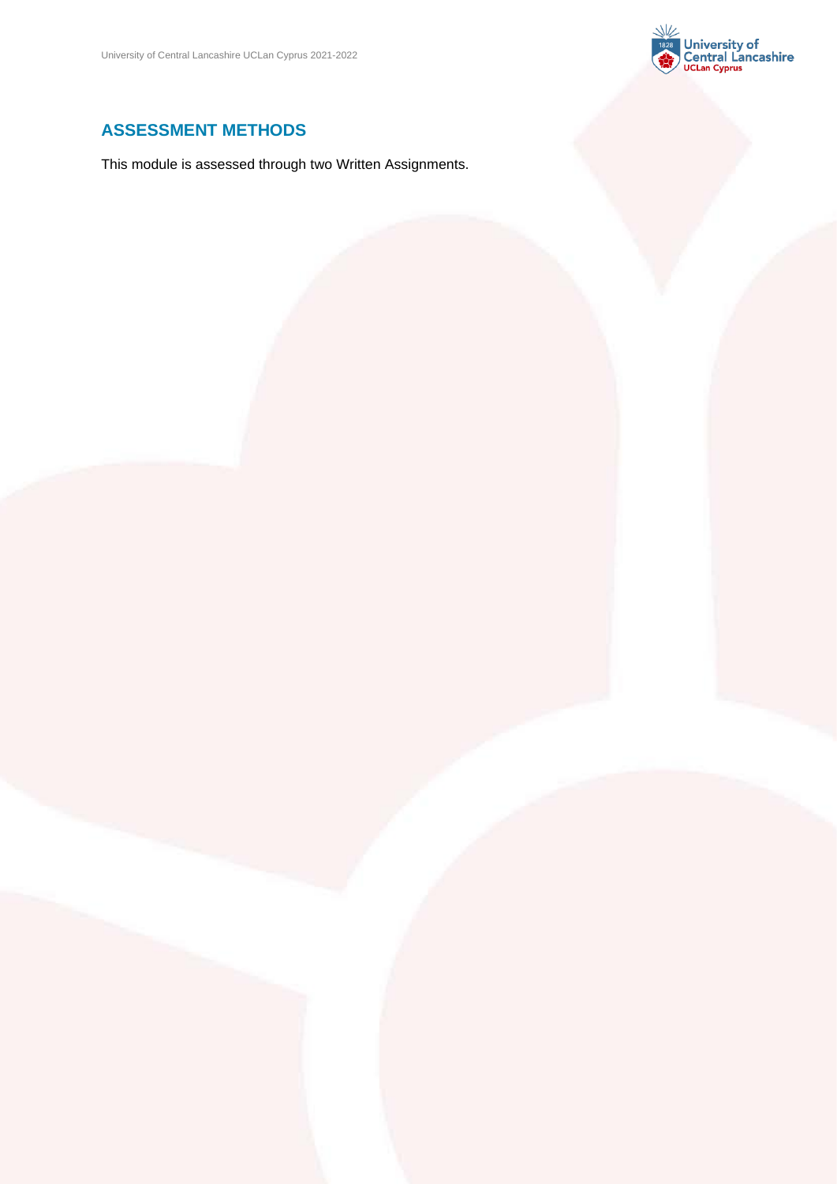## ASSESSMENT METHODS

This module is assessed through two Written Assignments.